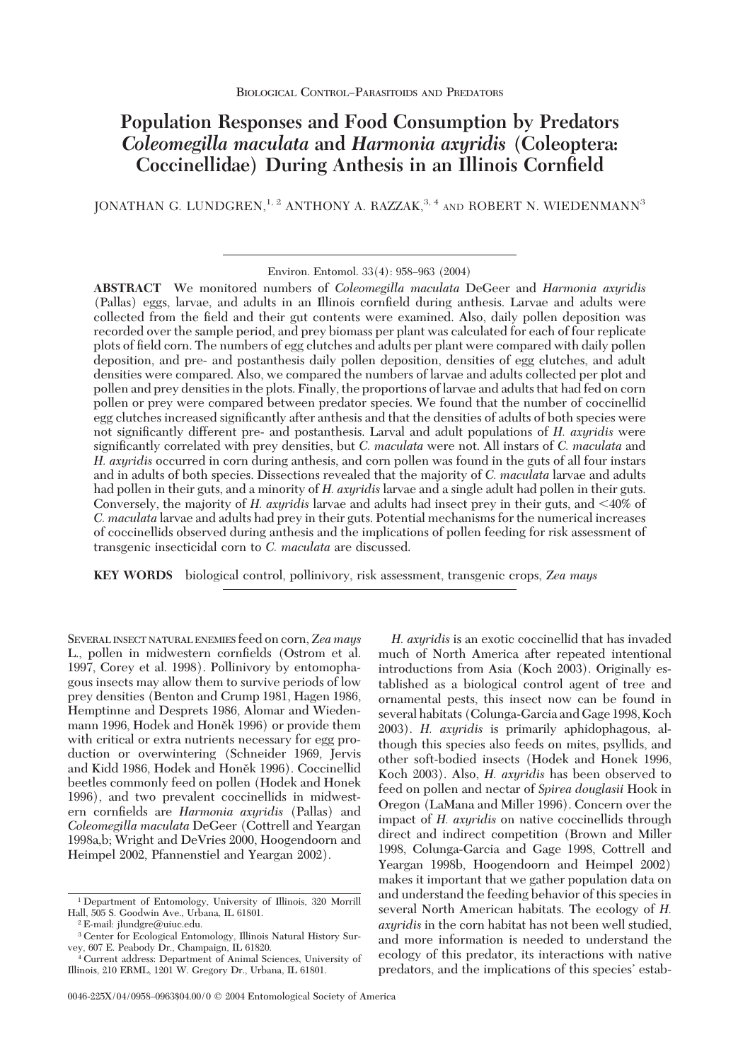BIOLOGICAL CONTROL–PARASITOIDS AND PREDATORS

# Population Responses and Food Consumption by Predators *Coleomegilla maculata* and *Harmonia axyridis* (Coleoptera: Coccinellidae) During Anthesis in an Illinois Cornfield

JONATHAN G. LUNDGREN,[1,2] ANTHONY A. RAZZAK,[3,4] AND ROBERT N. WIEDENMANN[3]

Environ. Entomol. 33(4): 958–963 (2004)

**ABSTRACT** We monitored numbers of *Coleomegilla maculata* DeGeer and *Harmonia axyridis* (Pallas) eggs, larvae, and adults in an Illinois cornfield during anthesis. Larvae and adults were collected from the field and their gut contents were examined. Also, daily pollen deposition was recorded over the sample period, and prey biomass per plant was calculated for each of four replicate plots of field corn. The numbers of egg clutches and adults per plant were compared with daily pollen deposition, and pre- and postanthesis daily pollen deposition, densities of egg clutches, and adult densities were compared. Also, we compared the numbers of larvae and adults collected per plot and pollen and prey densities in the plots. Finally, the proportions of larvae and adults that had fed on corn pollen or prey were compared between predator species. We found that the number of coccinellid egg clutches increased significantly after anthesis and that the densities of adults of both species were not significantly different pre- and postanthesis. Larval and adult populations of *H. axyridis* were significantly correlated with prey densities, but *C. maculata* were not. All instars of *C. maculata* and *H. axyridis* occurred in corn during anthesis, and corn pollen was found in the guts of all four instars and in adults of both species. Dissections revealed that the majority of *C. maculata* larvae and adults had pollen in their guts, and a minority of *H. axyridis* larvae and a single adult had pollen in their guts. Conversely, the majority of *H. axyridis* larvae and adults had insect prey in their guts, and <40% of *C. maculata* larvae and adults had prey in their guts. Potential mechanisms for the numerical increases of coccinellids observed during anthesis and the implications of pollen feeding for risk assessment of transgenic insecticidal corn to *C. maculata* are discussed.

**KEY WORDS** biological control, pollinivory, risk assessment, transgenic crops, *Zea mays*

SEVERAL INSECT NATURAL ENEMIES feed on corn, *Zea mays* L., pollen in midwestern cornfields (Ostrom et al. 1997, Corey et al. 1998). Pollinivory by entomophagous insects may allow them to survive periods of low prey densities (Benton and Crump 1981, Hagen 1986, Hemptinne and Desprets 1986, Alomar and Wiedenmann 1996, Hodek and Honěk 1996) or provide them with critical or extra nutrients necessary for egg production or overwintering (Schneider 1969, Jervis and Kidd 1986, Hodek and Honěk 1996). Coccinellid beetles commonly feed on pollen (Hodek and Honek 1996), and two prevalent coccinellids in midwestern cornfields are *Harmonia axyridis* (Pallas) and *Coleomegilla maculata* DeGeer (Cottrell and Yeargan 1998a,b; Wright and DeVries 2000, Hoogendoorn and Heimpel 2002, Pfannenstiel and Yeargan 2002).

*H. axyridis* is an exotic coccinellid that has invaded much of North America after repeated intentional introductions from Asia (Koch 2003). Originally established as a biological control agent of tree and ornamental pests, this insect now can be found in several habitats (Colunga-Garcia and Gage 1998, Koch 2003). *H. axyridis* is primarily aphidophagous, although this species also feeds on mites, psyllids, and other soft-bodied insects (Hodek and Honek 1996, Koch 2003). Also, *H. axyridis* has been observed to feed on pollen and nectar of *Spirea douglasii* Hook in Oregon (LaMana and Miller 1996). Concern over the impact of *H. axyridis* on native coccinellids through direct and indirect competition (Brown and Miller 1998, Colunga-Garcia and Gage 1998, Cottrell and Yeargan 1998b, Hoogendoorn and Heimpel 2002) makes it important that we gather population data on and understand the feeding behavior of this species in several North American habitats. The ecology of *H. axyridis* in the corn habitat has not been well studied, and more information is needed to understand the ecology of this predator, its interactions with native predators, and the implications of this species' estab-

[1] Department of Entomology, University of Illinois, 320 Morrill Hall, 505 S. Goodwin Ave., Urbana, IL 61801.

[2] E-mail: jlundgre@uiuc.edu.

[3] Center for Ecological Entomology, Illinois Natural History Survey, 607 E. Peabody Dr., Champaign, IL 61820.

[4] Current address: Department of Animal Sciences, University of Illinois, 210 ERML, 1201 W. Gregory Dr., Urbana, IL 61801.

0046-225X/04/0958–0963$04.00/0 © 2004 Entomological Society of America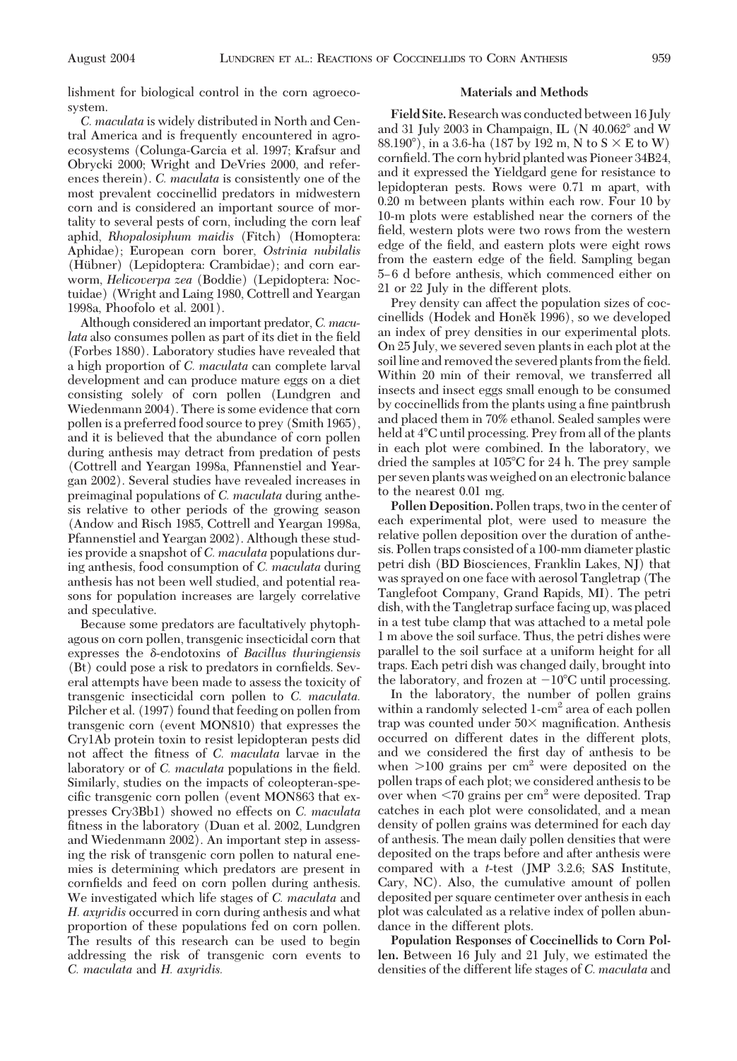lishment for biological control in the corn agroecosystem.

*C. maculata* is widely distributed in North and Central America and is frequently encountered in agroecosystems (Colunga-Garcia et al. 1997; Krafsur and Obrycki 2000; Wright and DeVries 2000, and references therein). *C. maculata* is consistently one of the most prevalent coccinellid predators in midwestern corn and is considered an important source of mortality to several pests of corn, including the corn leaf aphid, *Rhopalosiphum maidis* (Fitch) (Homoptera: Aphidae); European corn borer, *Ostrinia nubilalis* (Hübner) (Lepidoptera: Crambidae); and corn earworm, *Helicoverpa zea* (Boddie) (Lepidoptera: Noctuidae) (Wright and Laing 1980, Cottrell and Yeargan 1998a, Phoofolo et al. 2001).

Although considered an important predator, *C. maculata* also consumes pollen as part of its diet in the field (Forbes 1880). Laboratory studies have revealed that a high proportion of *C. maculata* can complete larval development and can produce mature eggs on a diet consisting solely of corn pollen (Lundgren and Wiedenmann 2004). There is some evidence that corn pollen is a preferred food source to prey (Smith 1965), and it is believed that the abundance of corn pollen during anthesis may detract from predation of pests (Cottrell and Yeargan 1998a, Pfannenstiel and Yeargan 2002). Several studies have revealed increases in preimaginal populations of *C. maculata* during anthesis relative to other periods of the growing season (Andow and Risch 1985, Cottrell and Yeargan 1998a, Pfannenstiel and Yeargan 2002). Although these studies provide a snapshot of *C. maculata* populations during anthesis, food consumption of *C. maculata* during anthesis has not been well studied, and potential reasons for population increases are largely correlative and speculative.

Because some predators are facultatively phytophagous on corn pollen, transgenic insecticidal corn that expresses the δ-endotoxins of *Bacillus thuringiensis* (Bt) could pose a risk to predators in cornfields. Several attempts have been made to assess the toxicity of transgenic insecticidal corn pollen to *C. maculata*. Pilcher et al. (1997) found that feeding on pollen from transgenic corn (event MON810) that expresses the Cry1Ab protein toxin to resist lepidopteran pests did not affect the fitness of *C. maculata* larvae in the laboratory or of *C. maculata* populations in the field. Similarly, studies on the impacts of coleopteran-specific transgenic corn pollen (event MON863 that expresses Cry3Bb1) showed no effects on *C. maculata* fitness in the laboratory (Duan et al. 2002, Lundgren and Wiedenmann 2002). An important step in assessing the risk of transgenic corn pollen to natural enemies is determining which predators are present in cornfields and feed on corn pollen during anthesis. We investigated which life stages of *C. maculata* and *H. axyridis* occurred in corn during anthesis and what proportion of these populations fed on corn pollen. The results of this research can be used to begin addressing the risk of transgenic corn events to *C. maculata* and *H. axyridis*.

## Materials and Methods

**Field Site.** Research was conducted between 16 July and 31 July 2003 in Champaign, IL (N 40.062° and W 88.190°), in a 3.6-ha (187 by 192 m, N to S × E to W) cornfield. The corn hybrid planted was Pioneer 34B24, and it expressed the Yieldgard gene for resistance to lepidopteran pests. Rows were 0.71 m apart, with 0.20 m between plants within each row. Four 10 by 10-m plots were established near the corners of the field, western plots were two rows from the western edge of the field, and eastern plots were eight rows from the eastern edge of the field. Sampling began 5–6 d before anthesis, which commenced either on 21 or 22 July in the different plots.

Prey density can affect the population sizes of coccinellids (Hodek and Honěk 1996), so we developed an index of prey densities in our experimental plots. On 25 July, we severed seven plants in each plot at the soil line and removed the severed plants from the field. Within 20 min of their removal, we transferred all insects and insect eggs small enough to be consumed by coccinellids from the plants using a fine paintbrush and placed them in 70% ethanol. Sealed samples were held at 4°C until processing. Prey from all of the plants in each plot were combined. In the laboratory, we dried the samples at 105°C for 24 h. The prey sample per seven plants was weighed on an electronic balance to the nearest 0.01 mg.

**Pollen Deposition.** Pollen traps, two in the center of each experimental plot, were used to measure the relative pollen deposition over the duration of anthesis. Pollen traps consisted of a 100-mm diameter plastic petri dish (BD Biosciences, Franklin Lakes, NJ) that was sprayed on one face with aerosol Tangletrap (The Tanglefoot Company, Grand Rapids, MI). The petri dish, with the Tangletrap surface facing up, was placed in a test tube clamp that was attached to a metal pole 1 m above the soil surface. Thus, the petri dishes were parallel to the soil surface at a uniform height for all traps. Each petri dish was changed daily, brought into the laboratory, and frozen at −10°C until processing.

In the laboratory, the number of pollen grains within a randomly selected 1-cm$^2$ area of each pollen trap was counted under 50× magnification. Anthesis occurred on different dates in the different plots, and we considered the first day of anthesis to be when >100 grains per cm$^2$ were deposited on the pollen traps of each plot; we considered anthesis to be over when <70 grains per cm$^2$ were deposited. Trap catches in each plot were consolidated, and a mean density of pollen grains was determined for each day of anthesis. The mean daily pollen densities that were deposited on the traps before and after anthesis were compared with a *t*-test (JMP 3.2.6; SAS Institute, Cary, NC). Also, the cumulative amount of pollen deposited per square centimeter over anthesis in each plot was calculated as a relative index of pollen abundance in the different plots.

**Population Responses of Coccinellids to Corn Pollen.** Between 16 July and 21 July, we estimated the densities of the different life stages of *C. maculata* and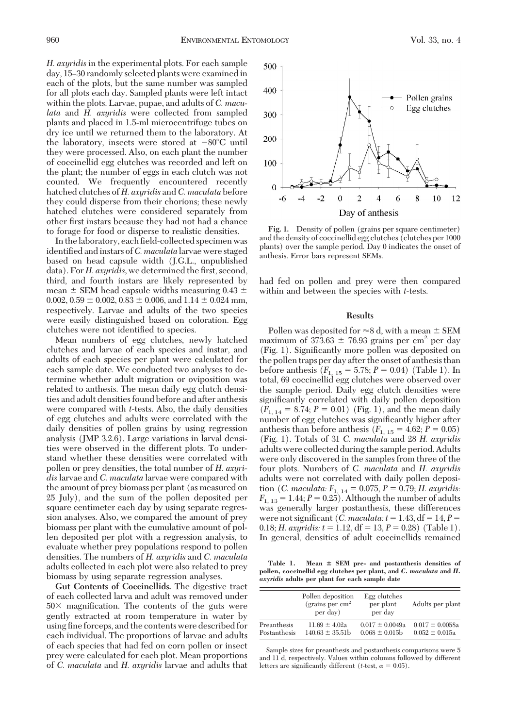*H. axyridis* in the experimental plots. For each sample day, 15–30 randomly selected plants were examined in each of the plots, but the same number was sampled for all plots each day. Sampled plants were left intact within the plots. Larvae, pupae, and adults of *C. maculata* and *H. axyridis* were collected from sampled plants and placed in 1.5-ml microcentrifuge tubes on dry ice until we returned them to the laboratory. At the laboratory, insects were stored at −80°C until they were processed. Also, on each plant the number of coccinellid egg clutches was recorded and left on the plant; the number of eggs in each clutch was not counted. We frequently encountered recently hatched clutches of *H. axyridis* and *C. maculata* before they could disperse from their chorions; these newly hatched clutches were considered separately from other first instars because they had not had a chance to forage for food or disperse to realistic densities.

In the laboratory, each field-collected specimen was identified and instars of *C. maculata* larvae were staged based on head capsule width (J.G.L., unpublished data). For *H. axyridis*, we determined the first, second, third, and fourth instars are likely represented by mean ± SEM head capsule widths measuring 0.43 ± 0.002, 0.59 ± 0.002, 0.83 ± 0.006, and 1.14 ± 0.024 mm, respectively. Larvae and adults of the two species were easily distinguished based on coloration. Egg clutches were not identified to species.

Mean numbers of egg clutches, newly hatched clutches and larvae of each species and instar, and adults of each species per plant were calculated for each sample date. We conducted two analyses to determine whether adult migration or oviposition was related to anthesis. The mean daily egg clutch densities and adult densities found before and after anthesis were compared with *t*-tests. Also, the daily densities of egg clutches and adults were correlated with the daily densities of pollen grains by using regression analysis (JMP 3.2.6). Large variations in larval densities were observed in the different plots. To understand whether these densities were correlated with pollen or prey densities, the total number of *H. axyridis* larvae and *C. maculata* larvae were compared with the amount of prey biomass per plant (as measured on 25 July), and the sum of the pollen deposited per square centimeter each day by using separate regression analyses. Also, we compared the amount of prey biomass per plant with the cumulative amount of pollen deposited per plot with a regression analysis, to evaluate whether prey populations respond to pollen densities. The numbers of *H. axyridis* and *C. maculata* adults collected in each plot were also related to prey biomass by using separate regression analyses.

**Gut Contents of Coccinellids.** The digestive tract of each collected larva and adult was removed under 50× magnification. The contents of the guts were gently extracted at room temperature in water by using fine forceps, and the contents were described for each individual. The proportions of larvae and adults of each species that had fed on corn pollen or insect prey were calculated for each plot. Mean proportions of *C. maculata* and *H. axyridis* larvae and adults that had fed on pollen and prey were then compared within and between the species with *t*-tests.

**Fig. 1.** Density of pollen (grains per square centimeter) and the density of coccinellid egg clutches (clutches per 1000 plants) over the sample period. Day 0 indicates the onset of anthesis. Error bars represent SEMs.

## Results

Pollen was deposited for ≈8 d, with a mean ± SEM maximum of 373.63 ± 76.93 grains per $cm^2$ per day (Fig. 1). Significantly more pollen was deposited on the pollen traps per day after the onset of anthesis than before anthesis ($F_{1, 15} = 5.78$; $P = 0.04$) (Table 1). In total, 69 coccinellid egg clutches were observed over the sample period. Daily egg clutch densities were significantly correlated with daily pollen deposition ($F_{1, 14} = 8.74$; $P = 0.01$) (Fig. 1), and the mean daily number of egg clutches was significantly higher after anthesis than before anthesis ($F_{1, 15} = 4.62$; $P = 0.05$) (Fig. 1). Totals of 31 *C. maculata* and 28 *H. axyridis* adults were collected during the sample period. Adults were only discovered in the samples from three of the four plots. Numbers of *C. maculata* and *H. axyridis* adults were not correlated with daily pollen deposition (*C. maculata:* $F_{1, 14} = 0.075$, $P = 0.79$; *H. axyridis:* $F_{1, 13} = 1.44$; $P = 0.25$). Although the number of adults was generally larger postanthesis, these differences were not significant (*C. maculata:* $t = 1.43$, df = 14, $P = 0.18$; *H. axyridis:* $t = 1.12$, df = 13, $P = 0.28$) (Table 1). In general, densities of adult coccinellids remained

**Table 1. Mean ± SEM pre- and postanthesis densities of pollen, coccinellid egg clutches per plant, and *C. maculata* and *H. axyridis* adults per plant for each sample date**

| | Pollen deposition (grains per $cm^2$ per day) | Egg clutches per plant per day | Adults per plant |
|---|---|---|---|
| Preanthesis | 11.69 ± 4.02a | 0.017 ± 0.0049a | 0.017 ± 0.0058a |
| Postanthesis | 140.63 ± 35.51b | 0.068 ± 0.015b | 0.052 ± 0.015a |

Sample sizes for preanthesis and postanthesis comparisons were 5 and 11 d, respectively. Values within columns followed by different letters are significantly different (*t*-test, α = 0.05).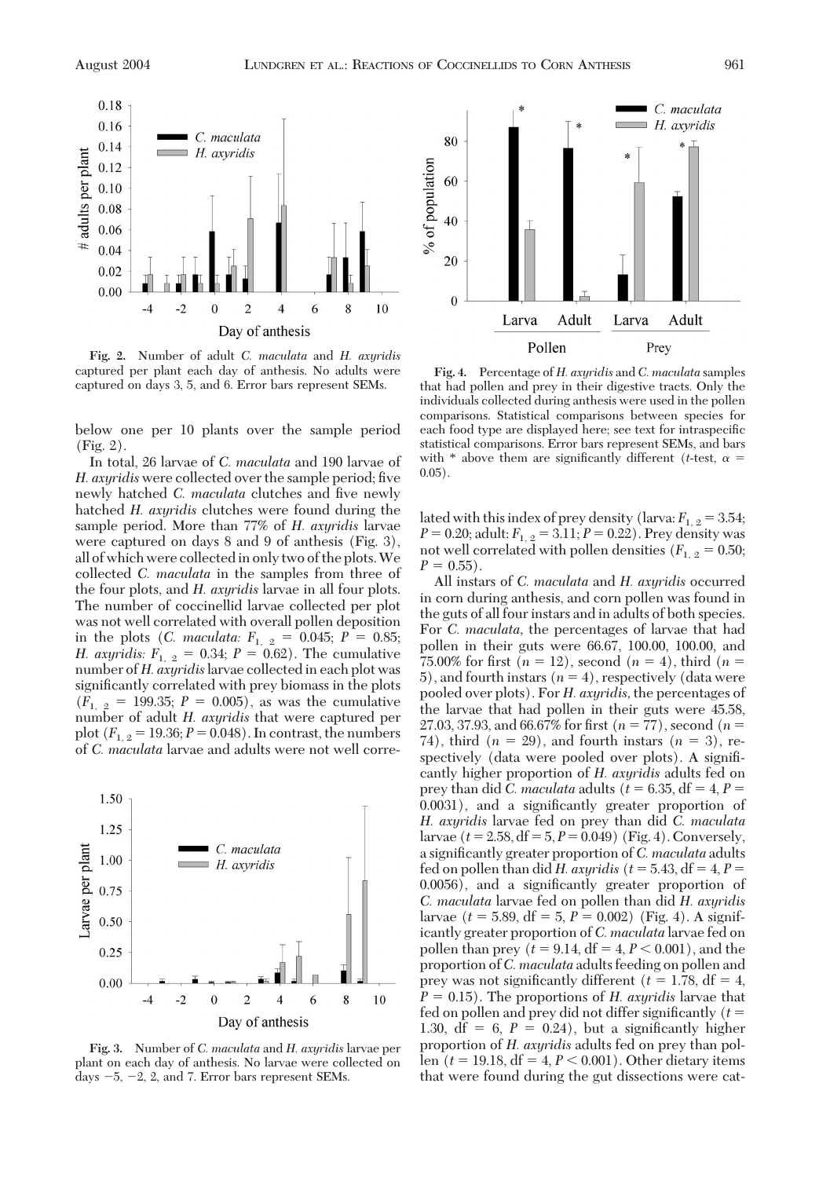Fig. 2. Number of adult *C. maculata* and *H. axyridis* captured per plant each day of anthesis. No adults were captured on days 3, 5, and 6. Error bars represent SEMs.

below one per 10 plants over the sample period (Fig. 2).

In total, 26 larvae of *C. maculata* and 190 larvae of *H. axyridis* were collected over the sample period; five newly hatched *C. maculata* clutches and five newly hatched *H. axyridis* clutches were found during the sample period. More than 77% of *H. axyridis* larvae were captured on days 8 and 9 of anthesis (Fig. 3), all of which were collected in only two of the plots. We collected *C. maculata* in the samples from three of the four plots, and *H. axyridis* larvae in all four plots. The number of coccinellid larvae collected per plot was not well correlated with overall pollen deposition in the plots (*C. maculata:* $F_{1,\ 2} = 0.045$; $P = 0.85$; *H. axyridis:* $F_{1,\ 2} = 0.34$; $P = 0.62$). The cumulative number of *H. axyridis* larvae collected in each plot was significantly correlated with prey biomass in the plots ($F_{1,\ 2} = 199.35$; $P = 0.005$), as was the cumulative number of adult *H. axyridis* that were captured per plot ($F_{1,\ 2} = 19.36$; $P = 0.048$). In contrast, the numbers of *C. maculata* larvae and adults were not well correlated with this index of prey density (larva: $F_{1,\ 2} = 3.54$; $P = 0.20$; adult: $F_{1,\ 2} = 3.11$; $P = 0.22$). Prey density was not well correlated with pollen densities ($F_{1,\ 2} = 0.50$; $P = 0.55$).

Fig. 3. Number of *C. maculata* and *H. axyridis* larvae per plant on each day of anthesis. No larvae were collected on days −5, −2, 2, and 7. Error bars represent SEMs.

Fig. 4. Percentage of *H. axyridis* and *C. maculata* samples that had pollen and prey in their digestive tracts. Only the individuals collected during anthesis were used in the pollen comparisons. Statistical comparisons between species for each food type are displayed here; see text for intraspecific statistical comparisons. Error bars represent SEMs, and bars with * above them are significantly different (*t*-test, $\alpha = 0.05$).

All instars of *C. maculata* and *H. axyridis* occurred in corn during anthesis, and corn pollen was found in the guts of all four instars and in adults of both species. For *C. maculata*, the percentages of larvae that had pollen in their guts were 66.67, 100.00, 100.00, and 75.00% for first ($n = 12$), second ($n = 4$), third ($n = 5$), and fourth instars ($n = 4$), respectively (data were pooled over plots). For *H. axyridis*, the percentages of the larvae that had pollen in their guts were 45.58, 27.03, 37.93, and 66.67% for first ($n = 77$), second ($n = 74$), third ($n = 29$), and fourth instars ($n = 3$), respectively (data were pooled over plots). A significantly higher proportion of *H. axyridis* adults fed on prey than did *C. maculata* adults ($t = 6.35$, df = 4, $P = 0.0031$), and a significantly greater proportion of *H. axyridis* larvae fed on prey than did *C. maculata* larvae ($t = 2.58$, df = 5, $P = 0.049$) (Fig. 4). Conversely, a significantly greater proportion of *C. maculata* adults fed on pollen than did *H. axyridis* ($t = 5.43$, df = 4, $P = 0.0056$), and a significantly greater proportion of *C. maculata* larvae fed on pollen than did *H. axyridis* larvae ($t = 5.89$, df = 5, $P = 0.002$) (Fig. 4). A significantly greater proportion of *C. maculata* larvae fed on pollen than prey ($t = 9.14$, df = 4, $P < 0.001$), and the proportion of *C. maculata* adults feeding on pollen and prey was not significantly different ($t = 1.78$, df = 4, $P = 0.15$). The proportions of *H. axyridis* larvae that fed on pollen and prey did not differ significantly ($t = 1.30$, df = 6, $P = 0.24$), but a significantly higher proportion of *H. axyridis* adults fed on prey than pollen ($t = 19.18$, df = 4, $P < 0.001$). Other dietary items that were found during the gut dissections were cat-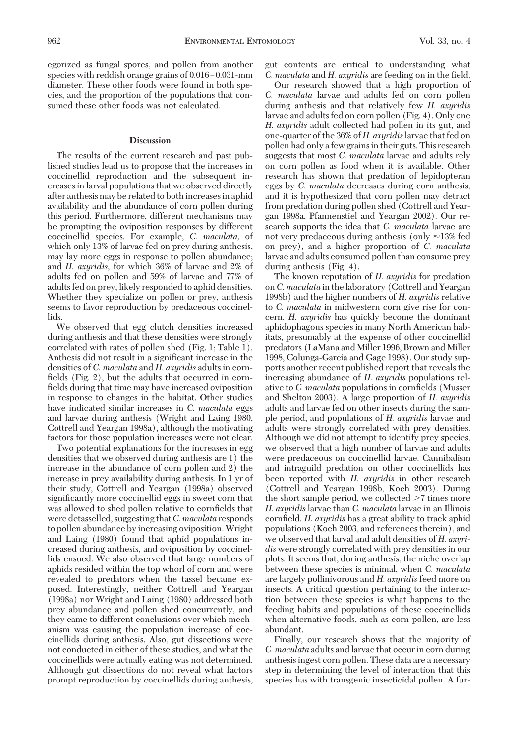egorized as fungal spores, and pollen from another species with reddish orange grains of 0.016–0.031-mm diameter. These other foods were found in both species, and the proportion of the populations that consumed these other foods was not calculated.

## Discussion

The results of the current research and past published studies lead us to propose that the increases in coccinellid reproduction and the subsequent increases in larval populations that we observed directly after anthesis may be related to both increases in aphid availability and the abundance of corn pollen during this period. Furthermore, different mechanisms may be prompting the oviposition responses by different coccinellid species. For example, *C. maculata*, of which only 13% of larvae fed on prey during anthesis, may lay more eggs in response to pollen abundance; and *H. axyridis*, for which 36% of larvae and 2% of adults fed on pollen and 59% of larvae and 77% of adults fed on prey, likely responded to aphid densities. Whether they specialize on pollen or prey, anthesis seems to favor reproduction by predaceous coccinellids.

We observed that egg clutch densities increased during anthesis and that these densities were strongly correlated with rates of pollen shed (Fig. 1; Table 1). Anthesis did not result in a significant increase in the densities of *C. maculata* and *H. axyridis* adults in cornfields (Fig. 2), but the adults that occurred in cornfields during that time may have increased oviposition in response to changes in the habitat. Other studies have indicated similar increases in *C. maculata* eggs and larvae during anthesis (Wright and Laing 1980, Cottrell and Yeargan 1998a), although the motivating factors for those population increases were not clear.

Two potential explanations for the increases in egg densities that we observed during anthesis are 1) the increase in the abundance of corn pollen and 2) the increase in prey availability during anthesis. In 1 yr of their study, Cottrell and Yeargan (1998a) observed significantly more coccinellid eggs in sweet corn that was allowed to shed pollen relative to cornfields that were detasselled, suggesting that *C. maculata* responds to pollen abundance by increasing oviposition. Wright and Laing (1980) found that aphid populations increased during anthesis, and oviposition by coccinellids ensued. We also observed that large numbers of aphids resided within the top whorl of corn and were revealed to predators when the tassel became exposed. Interestingly, neither Cottrell and Yeargan (1998a) nor Wright and Laing (1980) addressed both prey abundance and pollen shed concurrently, and they came to different conclusions over which mechanism was causing the population increase of coccinellids during anthesis. Also, gut dissections were not conducted in either of these studies, and what the coccinellids were actually eating was not determined. Although gut dissections do not reveal what factors prompt reproduction by coccinellids during anthesis, gut contents are critical to understanding what *C. maculata* and *H. axyridis* are feeding on in the field.

Our research showed that a high proportion of *C. maculata* larvae and adults fed on corn pollen during anthesis and that relatively few *H. axyridis* larvae and adults fed on corn pollen (Fig. 4). Only one *H. axyridis* adult collected had pollen in its gut, and one-quarter of the 36% of *H. axyridis* larvae that fed on pollen had only a few grains in their guts. This research suggests that most *C. maculata* larvae and adults rely on corn pollen as food when it is available. Other research has shown that predation of lepidopteran eggs by *C. maculata* decreases during corn anthesis, and it is hypothesized that corn pollen may detract from predation during pollen shed (Cottrell and Yeargan 1998a, Pfannenstiel and Yeargan 2002). Our research supports the idea that *C. maculata* larvae are not very predaceous during anthesis (only ≈13% fed on prey), and a higher proportion of *C. maculata* larvae and adults consumed pollen than consume prey during anthesis (Fig. 4).

The known reputation of *H. axyridis* for predation on *C. maculata* in the laboratory (Cottrell and Yeargan 1998b) and the higher numbers of *H. axyridis* relative to *C. maculata* in midwestern corn give rise for concern. *H. axyridis* has quickly become the dominant aphidophagous species in many North American habitats, presumably at the expense of other coccinellid predators (LaMana and Miller 1996, Brown and Miller 1998, Colunga-Garcia and Gage 1998). Our study supports another recent published report that reveals the increasing abundance of *H. axyridis* populations relative to *C. maculata* populations in cornfields (Musser and Shelton 2003). A large proportion of *H. axyridis* adults and larvae fed on other insects during the sample period, and populations of *H. axyridis* larvae and adults were strongly correlated with prey densities. Although we did not attempt to identify prey species, we observed that a high number of larvae and adults were predaceous on coccinellid larvae. Cannibalism and intraguild predation on other coccinellids has been reported with *H. axyridis* in other research (Cottrell and Yeargan 1998b, Koch 2003). During the short sample period, we collected >7 times more *H. axyridis* larvae than *C. maculata* larvae in an Illinois cornfield. *H. axyridis* has a great ability to track aphid populations (Koch 2003, and references therein), and we observed that larval and adult densities of *H. axyridis* were strongly correlated with prey densities in our plots. It seems that, during anthesis, the niche overlap between these species is minimal, when *C. maculata* are largely pollinivorous and *H. axyridis* feed more on insects. A critical question pertaining to the interaction between these species is what happens to the feeding habits and populations of these coccinellids when alternative foods, such as corn pollen, are less abundant.

Finally, our research shows that the majority of *C. maculata* adults and larvae that occur in corn during anthesis ingest corn pollen. These data are a necessary step in determining the level of interaction that this species has with transgenic insecticidal pollen. A fur-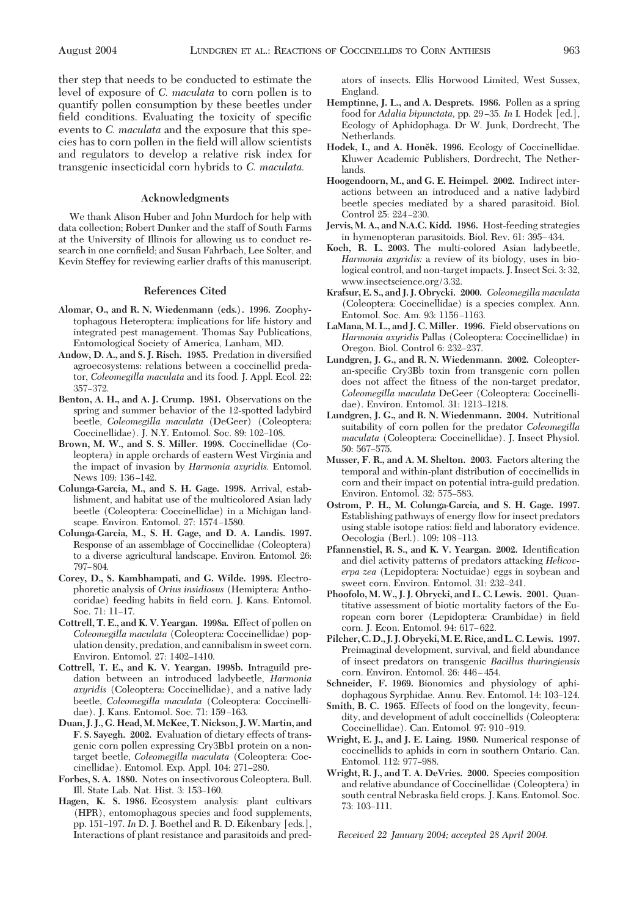ther step that needs to be conducted to estimate the level of exposure of *C. maculata* to corn pollen is to quantify pollen consumption by these beetles under field conditions. Evaluating the toxicity of specific events to *C. maculata* and the exposure that this species has to corn pollen in the field will allow scientists and regulators to develop a relative risk index for transgenic insecticidal corn hybrids to *C. maculata.*

## Acknowledgments

We thank Alison Huber and John Murdoch for help with data collection; Robert Dunker and the staff of South Farms at the University of Illinois for allowing us to conduct research in one cornfield; and Susan Fahrbach, Lee Solter, and Kevin Steffey for reviewing earlier drafts of this manuscript.

## References Cited

**Alomar, O., and R. N. Wiedenmann (eds.). 1996.** Zoophytophagous Heteroptera: implications for life history and integrated pest management. Thomas Say Publications, Entomological Society of America, Lanham, MD.

**Andow, D. A., and S. J. Risch. 1985.** Predation in diversified agroecosystems: relations between a coccinellid predator, *Coleomegilla maculata* and its food. J. Appl. Ecol. 22: 357–372.

**Benton, A. H., and A. J. Crump. 1981.** Observations on the spring and summer behavior of the 12-spotted ladybird beetle, *Coleomegilla maculata* (DeGeer) (Coleoptera: Coccinellidae). J. N.Y. Entomol. Soc. 89: 102–108.

**Brown, M. W., and S. S. Miller. 1998.** Coccinellidae (Coleoptera) in apple orchards of eastern West Virginia and the impact of invasion by *Harmonia axyridis.* Entomol. News 109: 136–142.

**Colunga-Garcia, M., and S. H. Gage. 1998.** Arrival, establishment, and habitat use of the multicolored Asian lady beetle (Coleoptera: Coccinellidae) in a Michigan landscape. Environ. Entomol. 27: 1574–1580.

**Colunga-Garcia, M., S. H. Gage, and D. A. Landis. 1997.** Response of an assemblage of Coccinellidae (Coleoptera) to a diverse agricultural landscape. Environ. Entomol. 26: 797–804.

**Corey, D., S. Kambhampati, and G. Wilde. 1998.** Electrophoretic analysis of *Orius insidiosus* (Hemiptera: Anthocoridae) feeding habits in field corn. J. Kans. Entomol. Soc. 71: 11–17.

**Cottrell, T. E., and K. V. Yeargan. 1998a.** Effect of pollen on *Coleomegilla maculata* (Coleoptera: Coccinellidae) population density, predation, and cannibalism in sweet corn. Environ. Entomol. 27: 1402–1410.

**Cottrell, T. E., and K. V. Yeargan. 1998b.** Intraguild predation between an introduced ladybeetle, *Harmonia axyridis* (Coleoptera: Coccinellidae), and a native lady beetle, *Coleomegilla maculata* (Coleoptera: Coccinellidae). J. Kans. Entomol. Soc. 71: 159–163.

**Duan, J. J., G. Head, M. McKee, T. Nickson, J. W. Martin, and F. S. Sayegh. 2002.** Evaluation of dietary effects of transgenic corn pollen expressing Cry3Bb1 protein on a nontarget beetle, *Coleomegilla maculata* (Coleoptera: Coccinellidae). Entomol. Exp. Appl. 104: 271–280.

**Forbes, S. A. 1880.** Notes on insectivorous Coleoptera. Bull. Ill. State Lab. Nat. Hist. 3: 153–160.

**Hagen, K. S. 1986.** Ecosystem analysis: plant cultivars (HPR), entomophagous species and food supplements, pp. 151–197. *In* D. J. Boethel and R. D. Eikenbary [eds.], Interactions of plant resistance and parasitoids and predators of insects. Ellis Horwood Limited, West Sussex, England.

**Hemptinne, J. L., and A. Desprets. 1986.** Pollen as a spring food for *Adalia bipunctata*, pp. 29–35. *In* I. Hodek [ed.], Ecology of Aphidophaga. Dr W. Junk, Dordrecht, The Netherlands.

**Hodek, I., and A. Honěk. 1996.** Ecology of Coccinellidae. Kluwer Academic Publishers, Dordrecht, The Netherlands.

**Hoogendoorn, M., and G. E. Heimpel. 2002.** Indirect interactions between an introduced and a native ladybird beetle species mediated by a shared parasitoid. Biol. Control 25: 224–230.

**Jervis, M. A., and N.A.C. Kidd. 1986.** Host-feeding strategies in hymenopteran parasitoids. Biol. Rev. 61: 395–434.

**Koch, R. L. 2003.** The multi-colored Asian ladybeetle, *Harmonia axyridis:* a review of its biology, uses in biological control, and non-target impacts. J. Insect Sci. 3: 32, www.insectscience.org/3.32.

**Krafsur, E. S., and J. J. Obrycki. 2000.** *Coleomegilla maculata* (Coleoptera: Coccinellidae) is a species complex. Ann. Entomol. Soc. Am. 93: 1156–1163.

**LaMana, M. L., and J. C. Miller. 1996.** Field observations on *Harmonia axyridis* Pallas (Coleoptera: Coccinellidae) in Oregon. Biol. Control 6: 232–237.

**Lundgren, J. G., and R. N. Wiedenmann. 2002.** Coleopteran-specific Cry3Bb toxin from transgenic corn pollen does not affect the fitness of the non-target predator, *Coleomegilla maculata* DeGeer (Coleoptera: Coccinellidae). Environ. Entomol. 31: 1213–1218.

**Lundgren, J. G., and R. N. Wiedenmann. 2004.** Nutritional suitability of corn pollen for the predator *Coleomegilla maculata* (Coleoptera: Coccinellidae). J. Insect Physiol. 50: 567–575.

**Musser, F. R., and A. M. Shelton. 2003.** Factors altering the temporal and within-plant distribution of coccinellids in corn and their impact on potential intra-guild predation. Environ. Entomol. 32: 575–583.

**Ostrom, P. H., M. Colunga-Garcia, and S. H. Gage. 1997.** Establishing pathways of energy flow for insect predators using stable isotope ratios: field and laboratory evidence. Oecologia (Berl.). 109: 108–113.

**Pfannenstiel, R. S., and K. V. Yeargan. 2002.** Identification and diel activity patterns of predators attacking *Helicoverpa zea* (Lepidoptera: Noctuidae) eggs in soybean and sweet corn. Environ. Entomol. 31: 232–241.

**Phoofolo, M. W., J. J. Obrycki, and L. C. Lewis. 2001.** Quantitative assessment of biotic mortality factors of the European corn borer (Lepidoptera: Crambidae) in field corn. J. Econ. Entomol. 94: 617–622.

**Pilcher, C. D., J. J. Obrycki, M. E. Rice, and L. C. Lewis. 1997.** Preimaginal development, survival, and field abundance of insect predators on transgenic *Bacillus thuringiensis* corn. Environ. Entomol. 26: 446–454.

**Schneider, F. 1969.** Bionomics and physiology of aphidophagous Syrphidae. Annu. Rev. Entomol. 14: 103–124.

**Smith, B. C. 1965.** Effects of food on the longevity, fecundity, and development of adult coccinellids (Coleoptera: Coccinellidae). Can. Entomol. 97: 910–919.

**Wright, E. J., and J. E. Laing. 1980.** Numerical response of coccinellids to aphids in corn in southern Ontario. Can. Entomol. 112: 977–988.

**Wright, R. J., and T. A. DeVries. 2000.** Species composition and relative abundance of Coccinellidae (Coleoptera) in south central Nebraska field crops. J. Kans. Entomol. Soc. 73: 103–111.

*Received 22 January 2004; accepted 28 April 2004.*